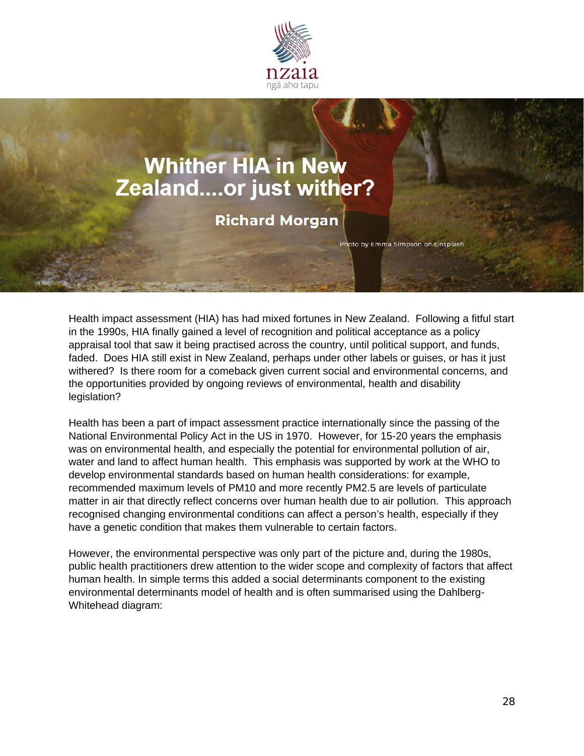# Whither HIA in New Zealand....or just wither?

**Richard Morgan**

Photo by Emma Simpson on Unsplash

Health impact assessment (HIA) has had mixed fortunes in New Zealand. Following a fitful start in the 1990s, HIA finally gained a level of recognition and political acceptance as a policy appraisal tool that saw it being practised across the country, until political support, and funds, faded. Does HIA still exist in New Zealand, perhaps under other labels or guises, or has it just withered? Is there room for a comeback given current social and environmental concerns, and the opportunities provided by ongoing reviews of environmental, health and disability legislation?

Health has been a part of impact assessment practice internationally since the passing of the National Environmental Policy Act in the US in 1970. However, for 15-20 years the emphasis was on environmental health, and especially the potential for environmental pollution of air, water and land to affect human health. This emphasis was supported by work at the WHO to develop environmental standards based on human health considerations: for example, recommended maximum levels of PM10 and more recently PM2.5 are levels of particulate matter in air that directly reflect concerns over human health due to air pollution. This approach recognised changing environmental conditions can affect a person's health, especially if they have a genetic condition that makes them vulnerable to certain factors.

However, the environmental perspective was only part of the picture and, during the 1980s, public health practitioners drew attention to the wider scope and complexity of factors that affect human health. In simple terms this added a social determinants component to the existing environmental determinants model of health and is often summarised using the Dahlberg-Whitehead diagram: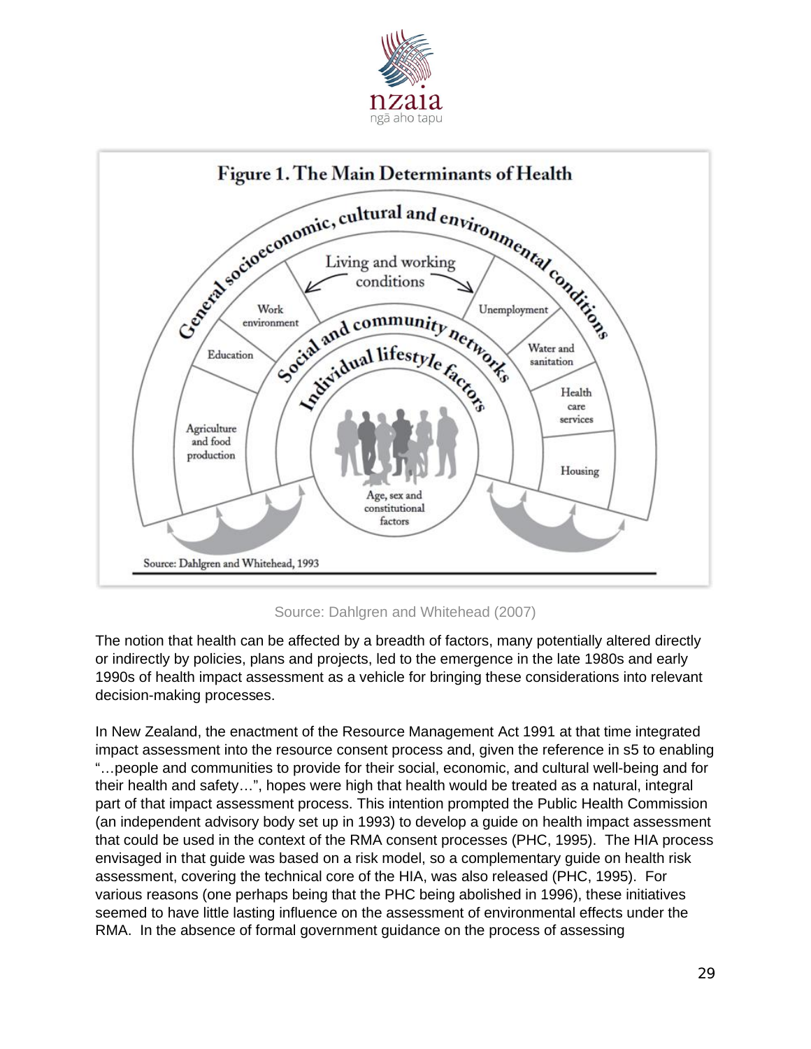Source: Dahlgren and Whitehead (2007)

The notion that health can be affected by a breadth of factors, many potentially altered directly or indirectly by policies, plans and projects, led to the emergence in the late 1980s and early 1990s of health impact assessment as a vehicle for bringing these considerations into relevant decision-making processes.

In New Zealand, the enactment of the Resource Management Act 1991 at that time integrated impact assessment into the resource consent process and, given the reference in s5 to enabling "…people and communities to provide for their social, economic, and cultural well-being and for their health and safety…", hopes were high that health would be treated as a natural, integral part of that impact assessment process. This intention prompted the Public Health Commission (an independent advisory body set up in 1993) to develop a guide on health impact assessment that could be used in the context of the RMA consent processes (PHC, 1995). The HIA process envisaged in that guide was based on a risk model, so a complementary guide on health risk assessment, covering the technical core of the HIA, was also released (PHC, 1995). For various reasons (one perhaps being that the PHC being abolished in 1996), these initiatives seemed to have little lasting influence on the assessment of environmental effects under the RMA. In the absence of formal government guidance on the process of assessing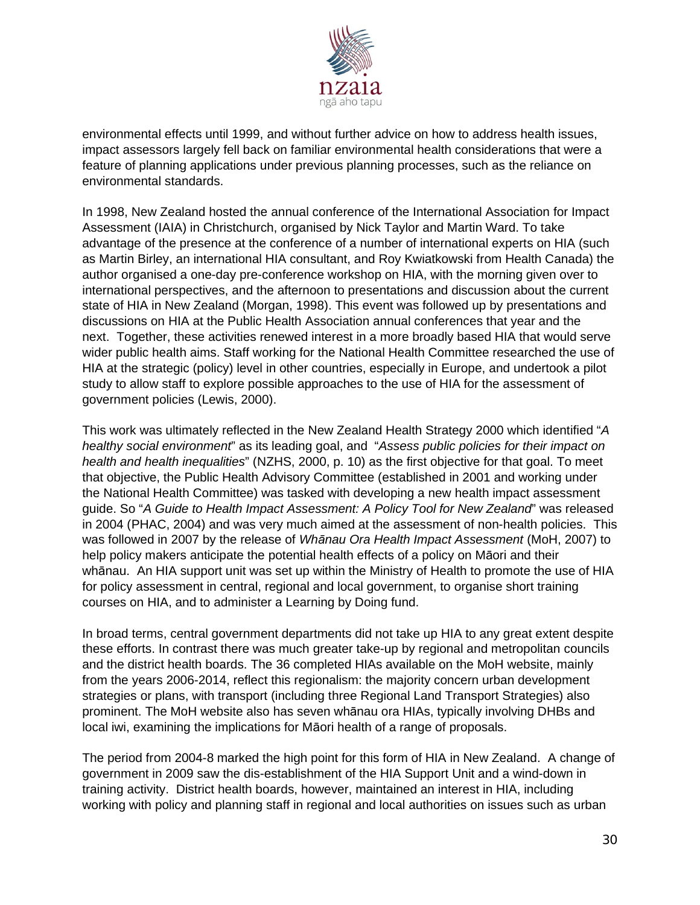environmental effects until 1999, and without further advice on how to address health issues, impact assessors largely fell back on familiar environmental health considerations that were a feature of planning applications under previous planning processes, such as the reliance on environmental standards.

In 1998, New Zealand hosted the annual conference of the International Association for Impact Assessment (IAIA) in Christchurch, organised by Nick Taylor and Martin Ward. To take advantage of the presence at the conference of a number of international experts on HIA (such as Martin Birley, an international HIA consultant, and Roy Kwiatkowski from Health Canada) the author organised a one-day pre-conference workshop on HIA, with the morning given over to international perspectives, and the afternoon to presentations and discussion about the current state of HIA in New Zealand (Morgan, 1998). This event was followed up by presentations and discussions on HIA at the Public Health Association annual conferences that year and the next. Together, these activities renewed interest in a more broadly based HIA that would serve wider public health aims. Staff working for the National Health Committee researched the use of HIA at the strategic (policy) level in other countries, especially in Europe, and undertook a pilot study to allow staff to explore possible approaches to the use of HIA for the assessment of government policies (Lewis, 2000).

This work was ultimately reflected in the New Zealand Health Strategy 2000 which identified "*A healthy social environment*" as its leading goal, and "*Assess public policies for their impact on health and health inequalities*" (NZHS, 2000, p. 10) as the first objective for that goal. To meet that objective, the Public Health Advisory Committee (established in 2001 and working under the National Health Committee) was tasked with developing a new health impact assessment guide. So "*A Guide to Health Impact Assessment: A Policy Tool for New Zealand*" was released in 2004 (PHAC, 2004) and was very much aimed at the assessment of non-health policies. This was followed in 2007 by the release of *Whānau Ora Health Impact Assessment* (MoH, 2007) to help policy makers anticipate the potential health effects of a policy on Māori and their whānau. An HIA support unit was set up within the Ministry of Health to promote the use of HIA for policy assessment in central, regional and local government, to organise short training courses on HIA, and to administer a Learning by Doing fund.

In broad terms, central government departments did not take up HIA to any great extent despite these efforts. In contrast there was much greater take-up by regional and metropolitan councils and the district health boards. The 36 completed HIAs available on the MoH website, mainly from the years 2006-2014, reflect this regionalism: the majority concern urban development strategies or plans, with transport (including three Regional Land Transport Strategies) also prominent. The MoH website also has seven whānau ora HIAs, typically involving DHBs and local iwi, examining the implications for Māori health of a range of proposals.

The period from 2004-8 marked the high point for this form of HIA in New Zealand. A change of government in 2009 saw the dis-establishment of the HIA Support Unit and a wind-down in training activity. District health boards, however, maintained an interest in HIA, including working with policy and planning staff in regional and local authorities on issues such as urban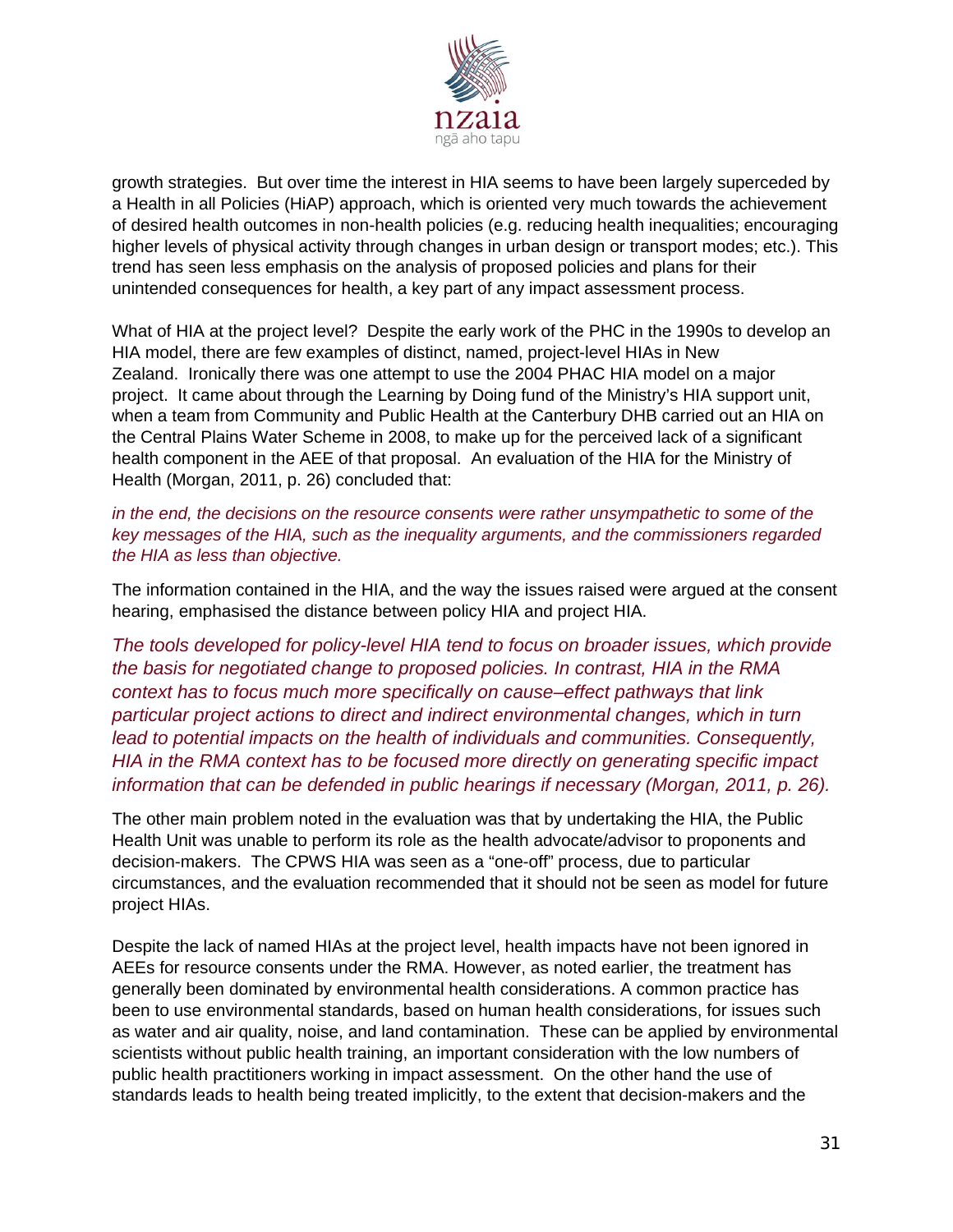growth strategies. But over time the interest in HIA seems to have been largely superceded by a Health in all Policies (HiAP) approach, which is oriented very much towards the achievement of desired health outcomes in non-health policies (e.g. reducing health inequalities; encouraging higher levels of physical activity through changes in urban design or transport modes; etc.). This trend has seen less emphasis on the analysis of proposed policies and plans for their unintended consequences for health, a key part of any impact assessment process.

What of HIA at the project level? Despite the early work of the PHC in the 1990s to develop an HIA model, there are few examples of distinct, named, project-level HIAs in New Zealand. Ironically there was one attempt to use the 2004 PHAC HIA model on a major project. It came about through the Learning by Doing fund of the Ministry's HIA support unit, when a team from Community and Public Health at the Canterbury DHB carried out an HIA on the Central Plains Water Scheme in 2008, to make up for the perceived lack of a significant health component in the AEE of that proposal. An evaluation of the HIA for the Ministry of Health (Morgan, 2011, p. 26) concluded that:

*in the end, the decisions on the resource consents were rather unsympathetic to some of the key messages of the HIA, such as the inequality arguments, and the commissioners regarded the HIA as less than objective.*

The information contained in the HIA, and the way the issues raised were argued at the consent hearing, emphasised the distance between policy HIA and project HIA.

*The tools developed for policy-level HIA tend to focus on broader issues, which provide the basis for negotiated change to proposed policies. In contrast, HIA in the RMA context has to focus much more specifically on cause–effect pathways that link particular project actions to direct and indirect environmental changes, which in turn lead to potential impacts on the health of individuals and communities. Consequently, HIA in the RMA context has to be focused more directly on generating specific impact information that can be defended in public hearings if necessary (Morgan, 2011, p. 26).*

The other main problem noted in the evaluation was that by undertaking the HIA, the Public Health Unit was unable to perform its role as the health advocate/advisor to proponents and decision-makers. The CPWS HIA was seen as a "one-off" process, due to particular circumstances, and the evaluation recommended that it should not be seen as model for future project HIAs.

Despite the lack of named HIAs at the project level, health impacts have not been ignored in AEEs for resource consents under the RMA. However, as noted earlier, the treatment has generally been dominated by environmental health considerations. A common practice has been to use environmental standards, based on human health considerations, for issues such as water and air quality, noise, and land contamination. These can be applied by environmental scientists without public health training, an important consideration with the low numbers of public health practitioners working in impact assessment. On the other hand the use of standards leads to health being treated implicitly, to the extent that decision-makers and the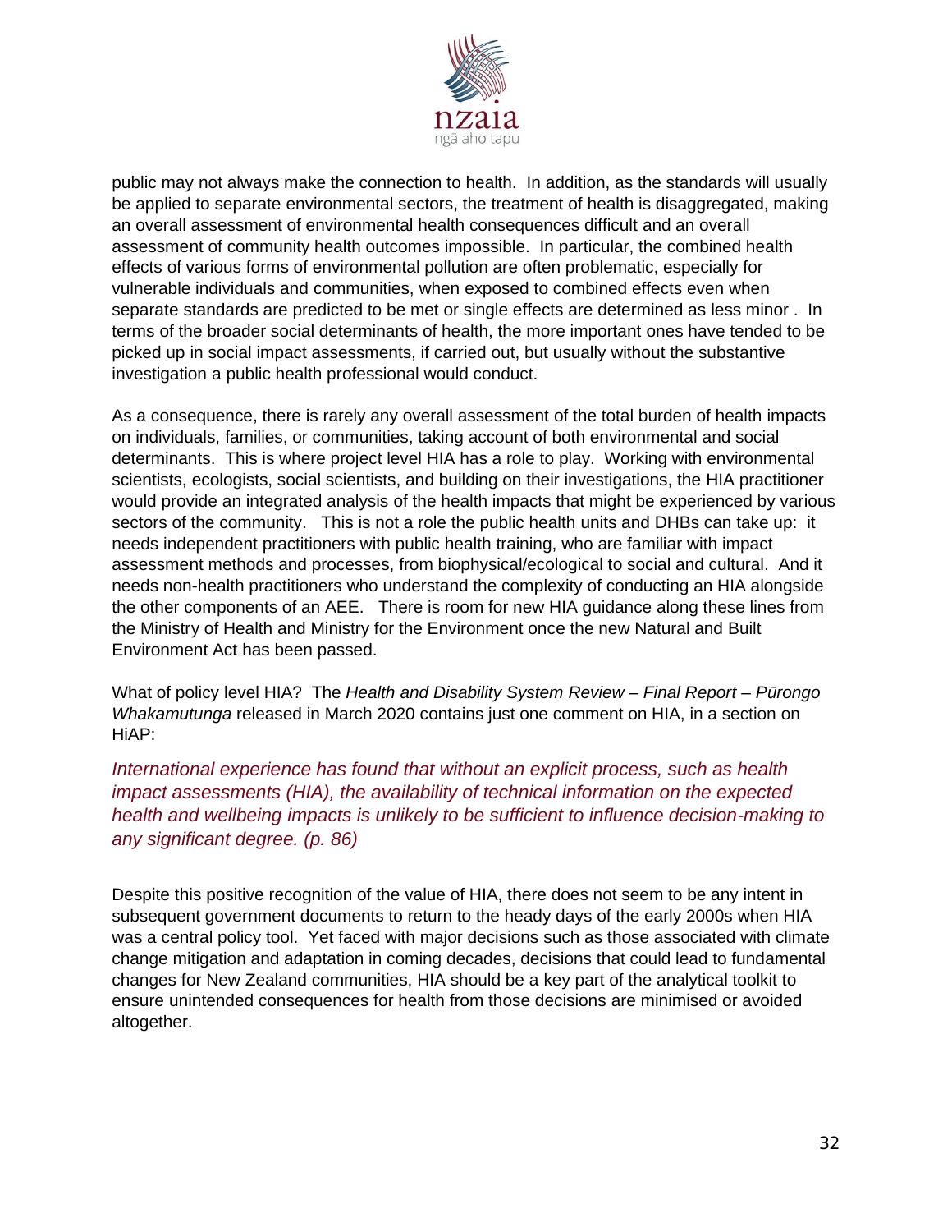public may not always make the connection to health. In addition, as the standards will usually be applied to separate environmental sectors, the treatment of health is disaggregated, making an overall assessment of environmental health consequences difficult and an overall assessment of community health outcomes impossible. In particular, the combined health effects of various forms of environmental pollution are often problematic, especially for vulnerable individuals and communities, when exposed to combined effects even when separate standards are predicted to be met or single effects are determined as less minor . In terms of the broader social determinants of health, the more important ones have tended to be picked up in social impact assessments, if carried out, but usually without the substantive investigation a public health professional would conduct.

As a consequence, there is rarely any overall assessment of the total burden of health impacts on individuals, families, or communities, taking account of both environmental and social determinants. This is where project level HIA has a role to play. Working with environmental scientists, ecologists, social scientists, and building on their investigations, the HIA practitioner would provide an integrated analysis of the health impacts that might be experienced by various sectors of the community. This is not a role the public health units and DHBs can take up: it needs independent practitioners with public health training, who are familiar with impact assessment methods and processes, from biophysical/ecological to social and cultural. And it needs non-health practitioners who understand the complexity of conducting an HIA alongside the other components of an AEE. There is room for new HIA guidance along these lines from the Ministry of Health and Ministry for the Environment once the new Natural and Built Environment Act has been passed.

What of policy level HIA? The *Health and Disability System Review – Final Report – Pūrongo Whakamutunga* released in March 2020 contains just one comment on HIA, in a section on HiAP:

*International experience has found that without an explicit process, such as health impact assessments (HIA), the availability of technical information on the expected health and wellbeing impacts is unlikely to be sufficient to influence decision-making to any significant degree. (p. 86)*

Despite this positive recognition of the value of HIA, there does not seem to be any intent in subsequent government documents to return to the heady days of the early 2000s when HIA was a central policy tool. Yet faced with major decisions such as those associated with climate change mitigation and adaptation in coming decades, decisions that could lead to fundamental changes for New Zealand communities, HIA should be a key part of the analytical toolkit to ensure unintended consequences for health from those decisions are minimised or avoided altogether.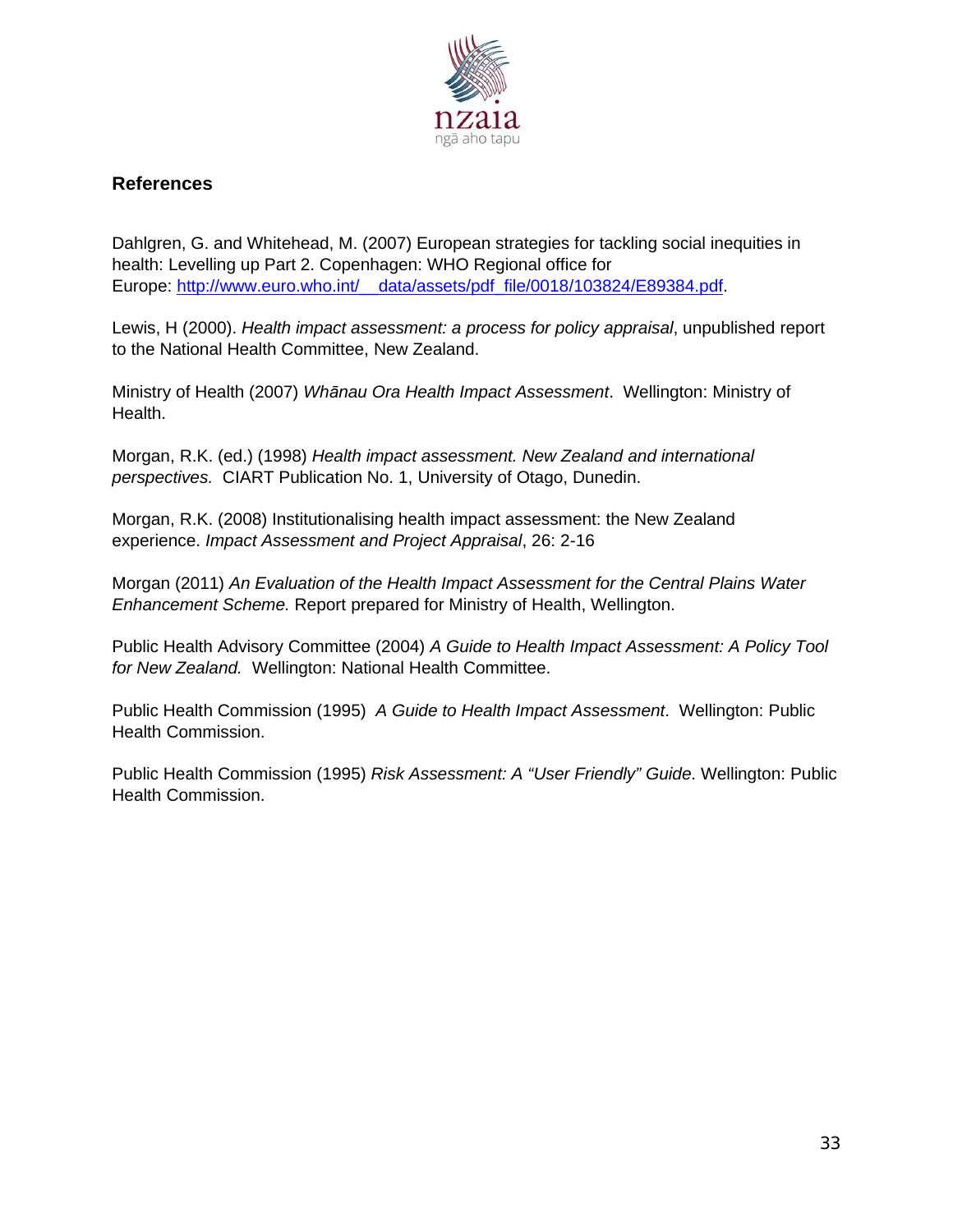## References

Dahlgren, G. and Whitehead, M. (2007) European strategies for tackling social inequities in health: Levelling up Part 2. Copenhagen: WHO Regional office for Europe: http://www.euro.who.int/__data/assets/pdf_file/0018/103824/E89384.pdf.

Lewis, H (2000). *Health impact assessment: a process for policy appraisal*, unpublished report to the National Health Committee, New Zealand.

Ministry of Health (2007) *Whānau Ora Health Impact Assessment*. Wellington: Ministry of Health.

Morgan, R.K. (ed.) (1998) *Health impact assessment. New Zealand and international perspectives.* CIART Publication No. 1, University of Otago, Dunedin.

Morgan, R.K. (2008) Institutionalising health impact assessment: the New Zealand experience. *Impact Assessment and Project Appraisal*, 26: 2-16

Morgan (2011) *An Evaluation of the Health Impact Assessment for the Central Plains Water Enhancement Scheme.* Report prepared for Ministry of Health, Wellington.

Public Health Advisory Committee (2004) *A Guide to Health Impact Assessment: A Policy Tool for New Zealand.* Wellington: National Health Committee.

Public Health Commission (1995) *A Guide to Health Impact Assessment*. Wellington: Public Health Commission.

Public Health Commission (1995) *Risk Assessment: A "User Friendly" Guide*. Wellington: Public Health Commission.